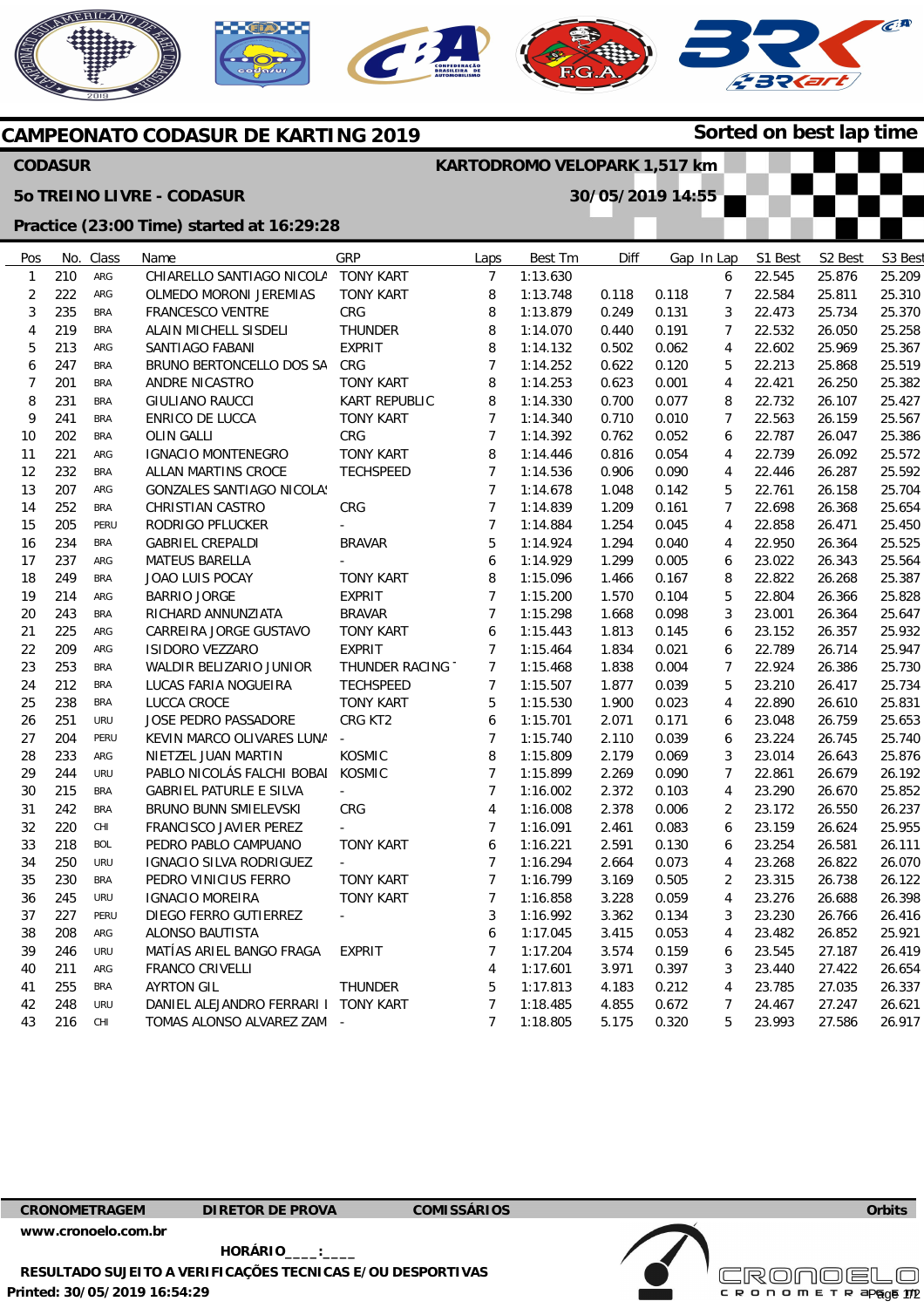# CAMPEONATO CODASUR DE KARTING 2019

**Sorted on best lap time**

**CODASUR** — **KARTODROMO VELOPARK 1,517 km**

**5o TREINO LIVRE - CODASUR** — **30/05/2019 14:55**

**Practice (23:00 Time) started at 16:29:28**

| Pos | No. | Class | Name | GRP | Laps | Best Tm | Diff | Gap | In Lap | S1 Best | S2 Best | S3 Best |
|---|---|---|---|---|---|---|---|---|---|---|---|---|
| 1 | 210 | ARG | CHIARELLO SANTIAGO NICOLA | TONY KART | 7 | 1:13.630 | | | 6 | 22.545 | 25.876 | 25.209 |
| 2 | 222 | ARG | OLMEDO MORONI JEREMIAS | TONY KART | 8 | 1:13.748 | 0.118 | 0.118 | 7 | 22.584 | 25.811 | 25.310 |
| 3 | 235 | BRA | FRANCESCO VENTRE | CRG | 8 | 1:13.879 | 0.249 | 0.131 | 3 | 22.473 | 25.734 | 25.370 |
| 4 | 219 | BRA | ALAIN MICHELL SISDELI | THUNDER | 8 | 1:14.070 | 0.440 | 0.191 | 7 | 22.532 | 26.050 | 25.258 |
| 5 | 213 | ARG | SANTIAGO FABANI | EXPRIT | 8 | 1:14.132 | 0.502 | 0.062 | 4 | 22.602 | 25.969 | 25.367 |
| 6 | 247 | BRA | BRUNO BERTONCELLO DOS SA | CRG | 7 | 1:14.252 | 0.622 | 0.120 | 5 | 22.213 | 25.868 | 25.519 |
| 7 | 201 | BRA | ANDRE NICASTRO | TONY KART | 8 | 1:14.253 | 0.623 | 0.001 | 4 | 22.421 | 26.250 | 25.382 |
| 8 | 231 | BRA | GIULIANO RAUCCI | KART REPUBLIC | 8 | 1:14.330 | 0.700 | 0.077 | 8 | 22.732 | 26.107 | 25.427 |
| 9 | 241 | BRA | ENRICO DE LUCCA | TONY KART | 7 | 1:14.340 | 0.710 | 0.010 | 7 | 22.563 | 26.159 | 25.567 |
| 10 | 202 | BRA | OLIN GALLI | CRG | 7 | 1:14.392 | 0.762 | 0.052 | 6 | 22.787 | 26.047 | 25.386 |
| 11 | 221 | ARG | IGNACIO MONTENEGRO | TONY KART | 8 | 1:14.446 | 0.816 | 0.054 | 4 | 22.739 | 26.092 | 25.572 |
| 12 | 232 | BRA | ALLAN MARTINS CROCE | TECHSPEED | 7 | 1:14.536 | 0.906 | 0.090 | 4 | 22.446 | 26.287 | 25.592 |
| 13 | 207 | ARG | GONZALES SANTIAGO NICOLA! | | 7 | 1:14.678 | 1.048 | 0.142 | 5 | 22.761 | 26.158 | 25.704 |
| 14 | 252 | BRA | CHRISTIAN CASTRO | CRG | 7 | 1:14.839 | 1.209 | 0.161 | 7 | 22.698 | 26.368 | 25.654 |
| 15 | 205 | PERU | RODRIGO PFLUCKER | - | 7 | 1:14.884 | 1.254 | 0.045 | 4 | 22.858 | 26.471 | 25.450 |
| 16 | 234 | BRA | GABRIEL CREPALDI | BRAVAR | 5 | 1:14.924 | 1.294 | 0.040 | 4 | 22.950 | 26.364 | 25.525 |
| 17 | 237 | ARG | MATEUS BARELLA | - | 6 | 1:14.929 | 1.299 | 0.005 | 6 | 23.022 | 26.343 | 25.564 |
| 18 | 249 | BRA | JOAO LUIS POCAY | TONY KART | 8 | 1:15.096 | 1.466 | 0.167 | 8 | 22.822 | 26.268 | 25.387 |
| 19 | 214 | ARG | BARRIO JORGE | EXPRIT | 7 | 1:15.200 | 1.570 | 0.104 | 5 | 22.804 | 26.366 | 25.828 |
| 20 | 243 | BRA | RICHARD ANNUNZIATA | BRAVAR | 7 | 1:15.298 | 1.668 | 0.098 | 3 | 23.001 | 26.364 | 25.647 |
| 21 | 225 | ARG | CARREIRA JORGE GUSTAVO | TONY KART | 6 | 1:15.443 | 1.813 | 0.145 | 6 | 23.152 | 26.357 | 25.932 |
| 22 | 209 | ARG | ISIDORO VEZZARO | EXPRIT | 7 | 1:15.464 | 1.834 | 0.021 | 6 | 22.789 | 26.714 | 25.947 |
| 23 | 253 | BRA | WALDIR BELIZARIO JUNIOR | THUNDER RACING | 7 | 1:15.468 | 1.838 | 0.004 | 7 | 22.924 | 26.386 | 25.730 |
| 24 | 212 | BRA | LUCAS FARIA NOGUEIRA | TECHSPEED | 7 | 1:15.507 | 1.877 | 0.039 | 5 | 23.210 | 26.417 | 25.734 |
| 25 | 238 | BRA | LUCCA CROCE | TONY KART | 5 | 1:15.530 | 1.900 | 0.023 | 4 | 22.890 | 26.610 | 25.831 |
| 26 | 251 | URU | JOSE PEDRO PASSADORE | CRG KT2 | 6 | 1:15.701 | 2.071 | 0.171 | 6 | 23.048 | 26.759 | 25.653 |
| 27 | 204 | PERU | KEVIN MARCO OLIVARES LUNA | - | 7 | 1:15.740 | 2.110 | 0.039 | 6 | 23.224 | 26.745 | 25.740 |
| 28 | 233 | ARG | NIETZEL JUAN MARTIN | KOSMIC | 8 | 1:15.809 | 2.179 | 0.069 | 3 | 23.014 | 26.643 | 25.876 |
| 29 | 244 | URU | PABLO NICOLÁS FALCHI BOBAI | KOSMIC | 7 | 1:15.899 | 2.269 | 0.090 | 7 | 22.861 | 26.679 | 26.192 |
| 30 | 215 | BRA | GABRIEL PATURLE E SILVA | - | 7 | 1:16.002 | 2.372 | 0.103 | 4 | 23.290 | 26.670 | 25.852 |
| 31 | 242 | BRA | BRUNO BUNN SMIELEVSKI | CRG | 4 | 1:16.008 | 2.378 | 0.006 | 2 | 23.172 | 26.550 | 26.237 |
| 32 | 220 | CHI | FRANCISCO JAVIER PEREZ | - | 7 | 1:16.091 | 2.461 | 0.083 | 6 | 23.159 | 26.624 | 25.955 |
| 33 | 218 | BOL | PEDRO PABLO CAMPUANO | TONY KART | 6 | 1:16.221 | 2.591 | 0.130 | 6 | 23.254 | 26.581 | 26.111 |
| 34 | 250 | URU | IGNACIO SILVA RODRIGUEZ | - | 7 | 1:16.294 | 2.664 | 0.073 | 4 | 23.268 | 26.822 | 26.070 |
| 35 | 230 | BRA | PEDRO VINICIUS FERRO | TONY KART | 7 | 1:16.799 | 3.169 | 0.505 | 2 | 23.315 | 26.738 | 26.122 |
| 36 | 245 | URU | IGNACIO MOREIRA | TONY KART | 7 | 1:16.858 | 3.228 | 0.059 | 4 | 23.276 | 26.688 | 26.398 |
| 37 | 227 | PERU | DIEGO FERRO GUTIERREZ | - | 3 | 1:16.992 | 3.362 | 0.134 | 3 | 23.230 | 26.766 | 26.416 |
| 38 | 208 | ARG | ALONSO BAUTISTA | | 6 | 1:17.045 | 3.415 | 0.053 | 4 | 23.482 | 26.852 | 25.921 |
| 39 | 246 | URU | MATÍAS ARIEL BANGO FRAGA | EXPRIT | 7 | 1:17.204 | 3.574 | 0.159 | 6 | 23.545 | 27.187 | 26.419 |
| 40 | 211 | ARG | FRANCO CRIVELLI | | 4 | 1:17.601 | 3.971 | 0.397 | 3 | 23.440 | 27.422 | 26.654 |
| 41 | 255 | BRA | AYRTON GIL | THUNDER | 5 | 1:17.813 | 4.183 | 0.212 | 4 | 23.785 | 27.035 | 26.337 |
| 42 | 248 | URU | DANIEL ALEJANDRO FERRARI I | TONY KART | 7 | 1:18.485 | 4.855 | 0.672 | 7 | 24.467 | 27.247 | 26.621 |
| 43 | 216 | CHI | TOMAS ALONSO ALVAREZ ZAM | - | 7 | 1:18.805 | 5.175 | 0.320 | 5 | 23.993 | 27.586 | 26.917 |

**CRONOMETRAGEM** **DIRETOR DE PROVA** **COMISSÁRIOS** **Orbits**

www.cronoelo.com.br

HORÁRIO____:____

RESULTADO SUJEITO A VERIFICAÇÕES TECNICAS E/OU DESPORTIVAS

Printed: 30/05/2019 16:54:29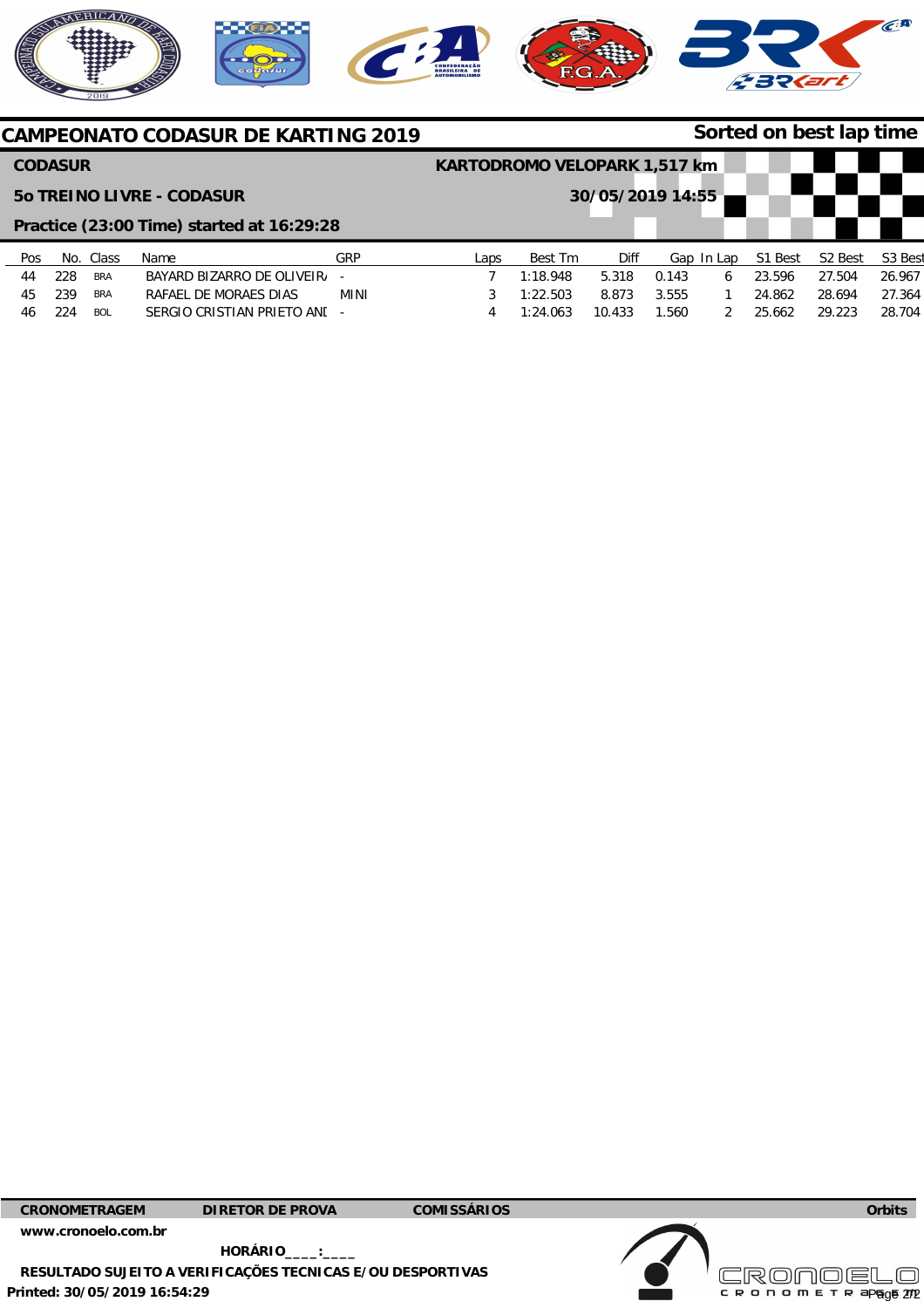## CAMPEONATO CODASUR DE KARTING 2019

**Sorted on best lap time**

**CODASUR**

**KARTODROMO VELOPARK 1,517 km**

**5o TREINO LIVRE - CODASUR**

**30/05/2019 14:55**

**Practice (23:00 Time) started at 16:29:28**

| Pos | No. | Class | Name | GRP | Laps | Best Tm | Diff | Gap | In Lap | S1 Best | S2 Best | S3 Best |
|---|---|---|---|---|---|---|---|---|---|---|---|---|
| 44 | 228 | BRA | BAYARD BIZARRO DE OLIVEIR/ | - | 7 | 1:18.948 | 5.318 | 0.143 | 6 | 23.596 | 27.504 | 26.967 |
| 45 | 239 | BRA | RAFAEL DE MORAES DIAS | MINI | 3 | 1:22.503 | 8.873 | 3.555 | 1 | 24.862 | 28.694 | 27.364 |
| 46 | 224 | BOL | SERGIO CRISTIAN PRIETO ANI | - | 4 | 1:24.063 | 10.433 | 1.560 | 2 | 25.662 | 29.223 | 28.704 |

**CRONOMETRAGEM** **DIRETOR DE PROVA** **COMISSÁRIOS** **Orbits**

www.cronoelo.com.br

**HORÁRIO\_\_\_\_:\_\_\_\_**

**RESULTADO SUJEITO A VERIFICAÇÕES TECNICAS E/OU DESPORTIVAS**

**Printed: 30/05/2019 16:54:29**

CRONOELO CRONOMETRAGEM